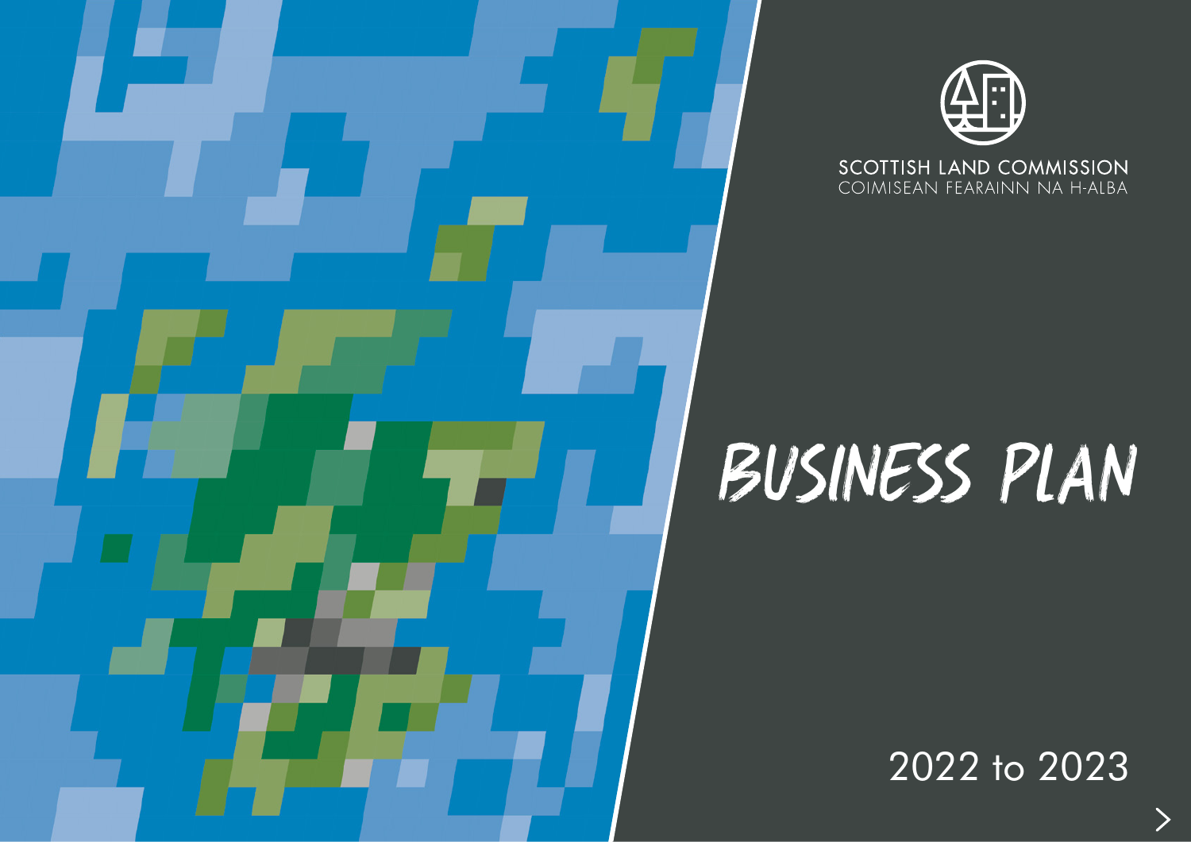SCOTTISH LAND COMMISSION
COIMISEAN FEARAINN NA H-ALBA

# BUSINESS PLAN

2022 to 2023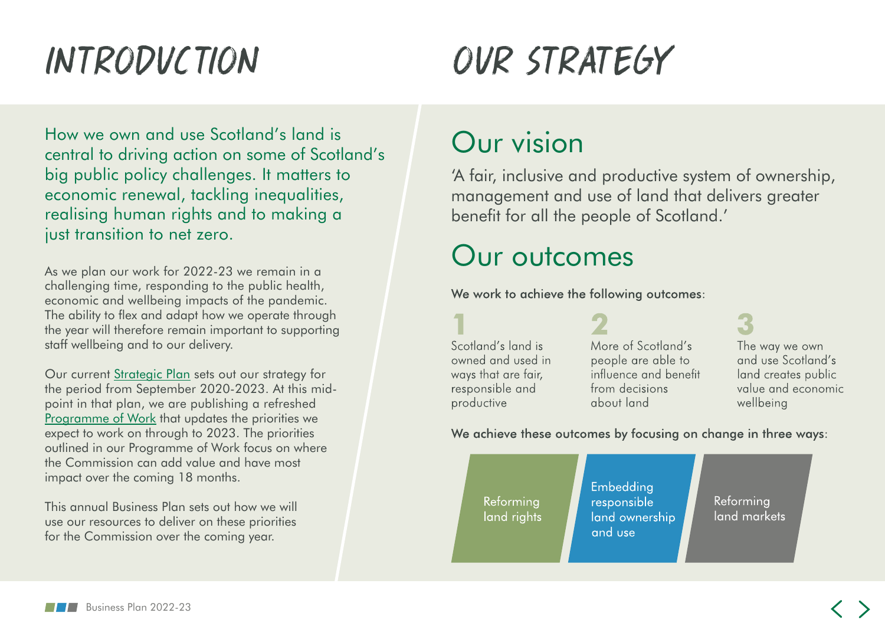# INTRODUCTION

How we own and use Scotland's land is central to driving action on some of Scotland's big public policy challenges. It matters to economic renewal, tackling inequalities, realising human rights and to making a just transition to net zero.

As we plan our work for 2022-23 we remain in a challenging time, responding to the public health, economic and wellbeing impacts of the pandemic. The ability to flex and adapt how we operate through the year will therefore remain important to supporting staff wellbeing and to our delivery.

Our current Strategic Plan sets out our strategy for the period from September 2020-2023. At this mid-point in that plan, we are publishing a refreshed Programme of Work that updates the priorities we expect to work on through to 2023. The priorities outlined in our Programme of Work focus on where the Commission can add value and have most impact over the coming 18 months.

This annual Business Plan sets out how we will use our resources to deliver on these priorities for the Commission over the coming year.

# OUR STRATEGY

## Our vision

'A fair, inclusive and productive system of ownership, management and use of land that delivers greater benefit for all the people of Scotland.'

## Our outcomes

**We work to achieve the following outcomes:**

1. Scotland's land is owned and used in ways that are fair, responsible and productive
2. More of Scotland's people are able to influence and benefit from decisions about land
3. The way we own and use Scotland's land creates public value and economic wellbeing

**We achieve these outcomes by focusing on change in three ways:**

- Reforming land rights
- Embedding responsible land ownership and use
- Reforming land markets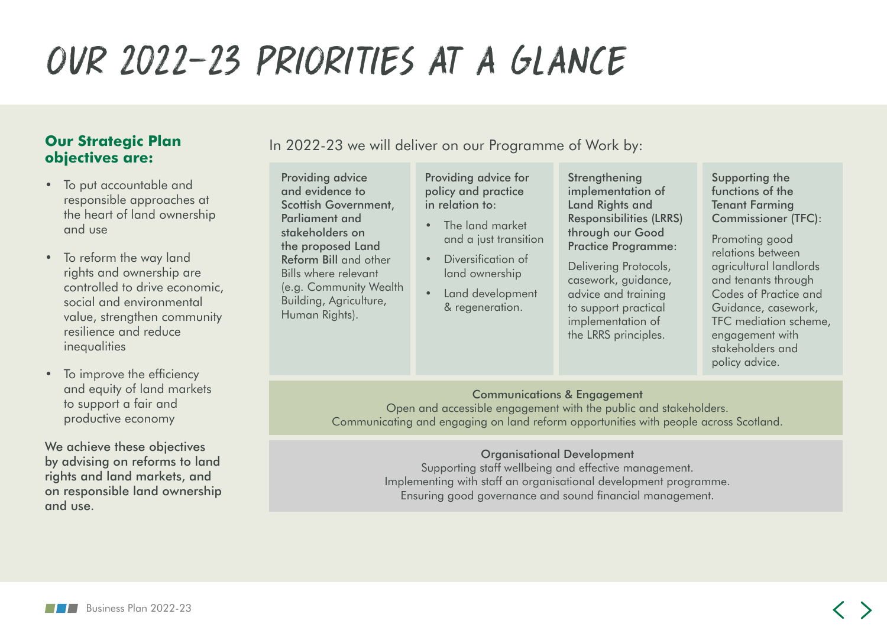# OUR 2022-23 PRIORITIES AT A GLANCE

## Our Strategic Plan objectives are:

- To put accountable and responsible approaches at the heart of land ownership and use
- To reform the way land rights and ownership are controlled to drive economic, social and environmental value, strengthen community resilience and reduce inequalities
- To improve the efficiency and equity of land markets to support a fair and productive economy

We achieve these objectives by advising on reforms to land rights and land markets, and on responsible land ownership and use.

In 2022-23 we will deliver on our Programme of Work by:

**Providing advice and evidence to Scottish Government, Parliament and stakeholders on the proposed Land Reform Bill** and other Bills where relevant (e.g. Community Wealth Building, Agriculture, Human Rights).

**Providing advice for policy and practice in relation to:**

- The land market and a just transition
- Diversification of land ownership
- Land development & regeneration.

**Strengthening implementation of Land Rights and Responsibilities (LRRS) through our Good Practice Programme:**

Delivering Protocols, casework, guidance, advice and training to support practical implementation of the LRRS principles.

**Supporting the functions of the Tenant Farming Commissioner (TFC):**

Promoting good relations between agricultural landlords and tenants through Codes of Practice and Guidance, casework, TFC mediation scheme, engagement with stakeholders and policy advice.

**Communications & Engagement**

Open and accessible engagement with the public and stakeholders.
Communicating and engaging on land reform opportunities with people across Scotland.

**Organisational Development**

Supporting staff wellbeing and effective management.
Implementing with staff an organisational development programme.
Ensuring good governance and sound financial management.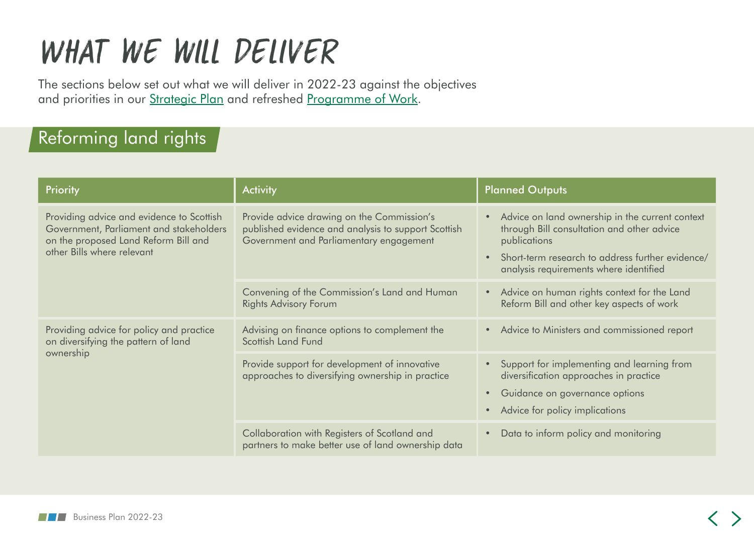# WHAT WE WILL DELIVER

The sections below set out what we will deliver in 2022-23 against the objectives and priorities in our Strategic Plan and refreshed Programme of Work.

## Reforming land rights

| Priority | Activity | Planned Outputs |
|---|---|---|
| Providing advice and evidence to Scottish Government, Parliament and stakeholders on the proposed Land Reform Bill and other Bills where relevant | Provide advice drawing on the Commission's published evidence and analysis to support Scottish Government and Parliamentary engagement | • Advice on land ownership in the current context through Bill consultation and other advice publications<br>• Short-term research to address further evidence/ analysis requirements where identified |
| | Convening of the Commission's Land and Human Rights Advisory Forum | • Advice on human rights context for the Land Reform Bill and other key aspects of work |
| Providing advice for policy and practice on diversifying the pattern of land ownership | Advising on finance options to complement the Scottish Land Fund | • Advice to Ministers and commissioned report |
| | Provide support for development of innovative approaches to diversifying ownership in practice | • Support for implementing and learning from diversification approaches in practice<br>• Guidance on governance options<br>• Advice for policy implications |
| | Collaboration with Registers of Scotland and partners to make better use of land ownership data | • Data to inform policy and monitoring |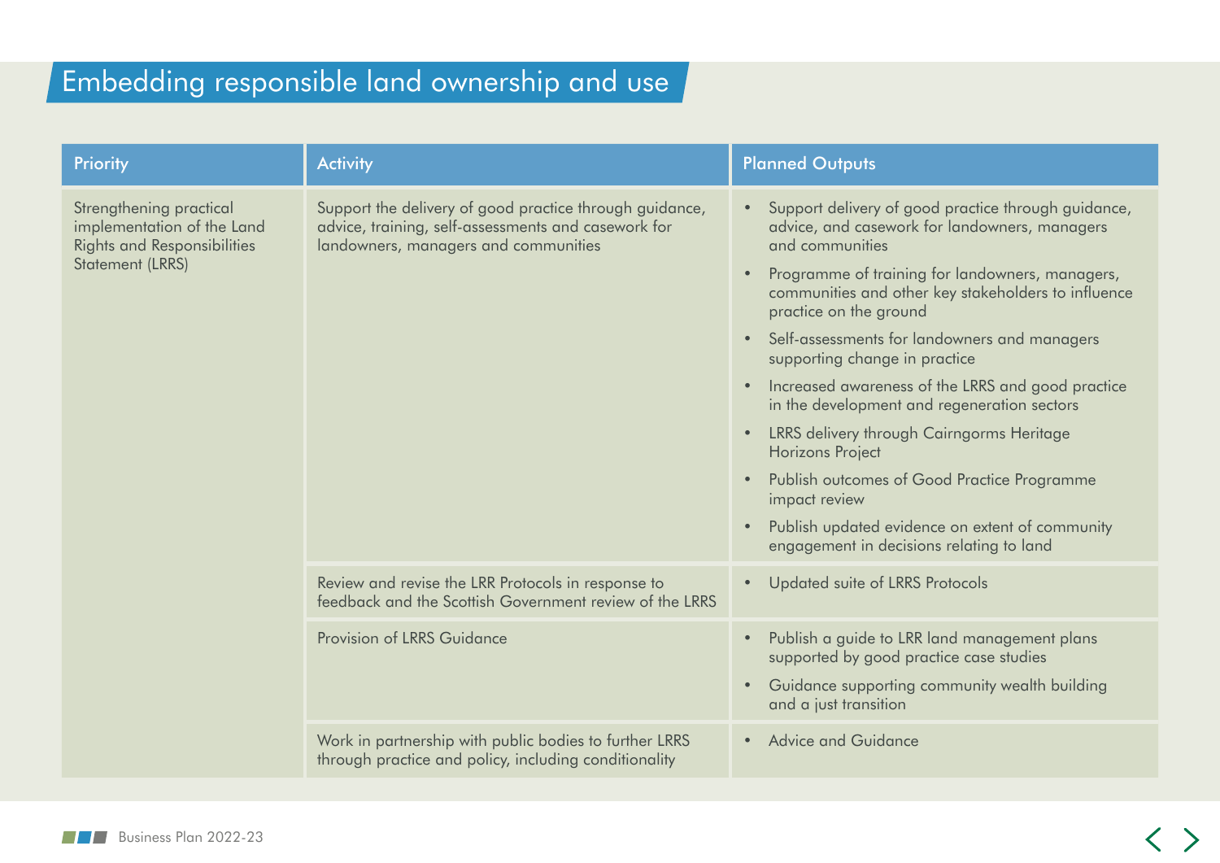# Embedding responsible land ownership and use

| Priority | Activity | Planned Outputs |
|---|---|---|
| Strengthening practical implementation of the Land Rights and Responsibilities Statement (LRRS) | Support the delivery of good practice through guidance, advice, training, self-assessments and casework for landowners, managers and communities | • Support delivery of good practice through guidance, advice, and casework for landowners, managers and communities<br>• Programme of training for landowners, managers, communities and other key stakeholders to influence practice on the ground<br>• Self-assessments for landowners and managers supporting change in practice<br>• Increased awareness of the LRRS and good practice in the development and regeneration sectors<br>• LRRS delivery through Cairngorms Heritage Horizons Project<br>• Publish outcomes of Good Practice Programme impact review<br>• Publish updated evidence on extent of community engagement in decisions relating to land |
| | Review and revise the LRR Protocols in response to feedback and the Scottish Government review of the LRRS | • Updated suite of LRRS Protocols |
| | Provision of LRRS Guidance | • Publish a guide to LRR land management plans supported by good practice case studies<br>• Guidance supporting community wealth building and a just transition |
| | Work in partnership with public bodies to further LRRS through practice and policy, including conditionality | • Advice and Guidance |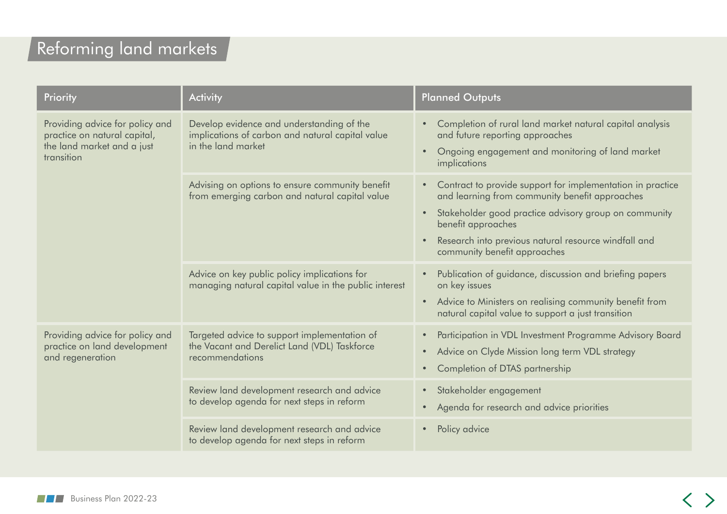# Reforming land markets

| Priority | Activity | Planned Outputs |
|---|---|---|
| Providing advice for policy and practice on natural capital, the land market and a just transition | Develop evidence and understanding of the implications of carbon and natural capital value in the land market | • Completion of rural land market natural capital analysis and future reporting approaches<br>• Ongoing engagement and monitoring of land market implications |
| | Advising on options to ensure community benefit from emerging carbon and natural capital value | • Contract to provide support for implementation in practice and learning from community benefit approaches<br>• Stakeholder good practice advisory group on community benefit approaches<br>• Research into previous natural resource windfall and community benefit approaches |
| | Advice on key public policy implications for managing natural capital value in the public interest | • Publication of guidance, discussion and briefing papers on key issues<br>• Advice to Ministers on realising community benefit from natural capital value to support a just transition |
| Providing advice for policy and practice on land development and regeneration | Targeted advice to support implementation of the Vacant and Derelict Land (VDL) Taskforce recommendations | • Participation in VDL Investment Programme Advisory Board<br>• Advice on Clyde Mission long term VDL strategy<br>• Completion of DTAS partnership |
| | Review land development research and advice to develop agenda for next steps in reform | • Stakeholder engagement<br>• Agenda for research and advice priorities |
| | Review land development research and advice to develop agenda for next steps in reform | • Policy advice |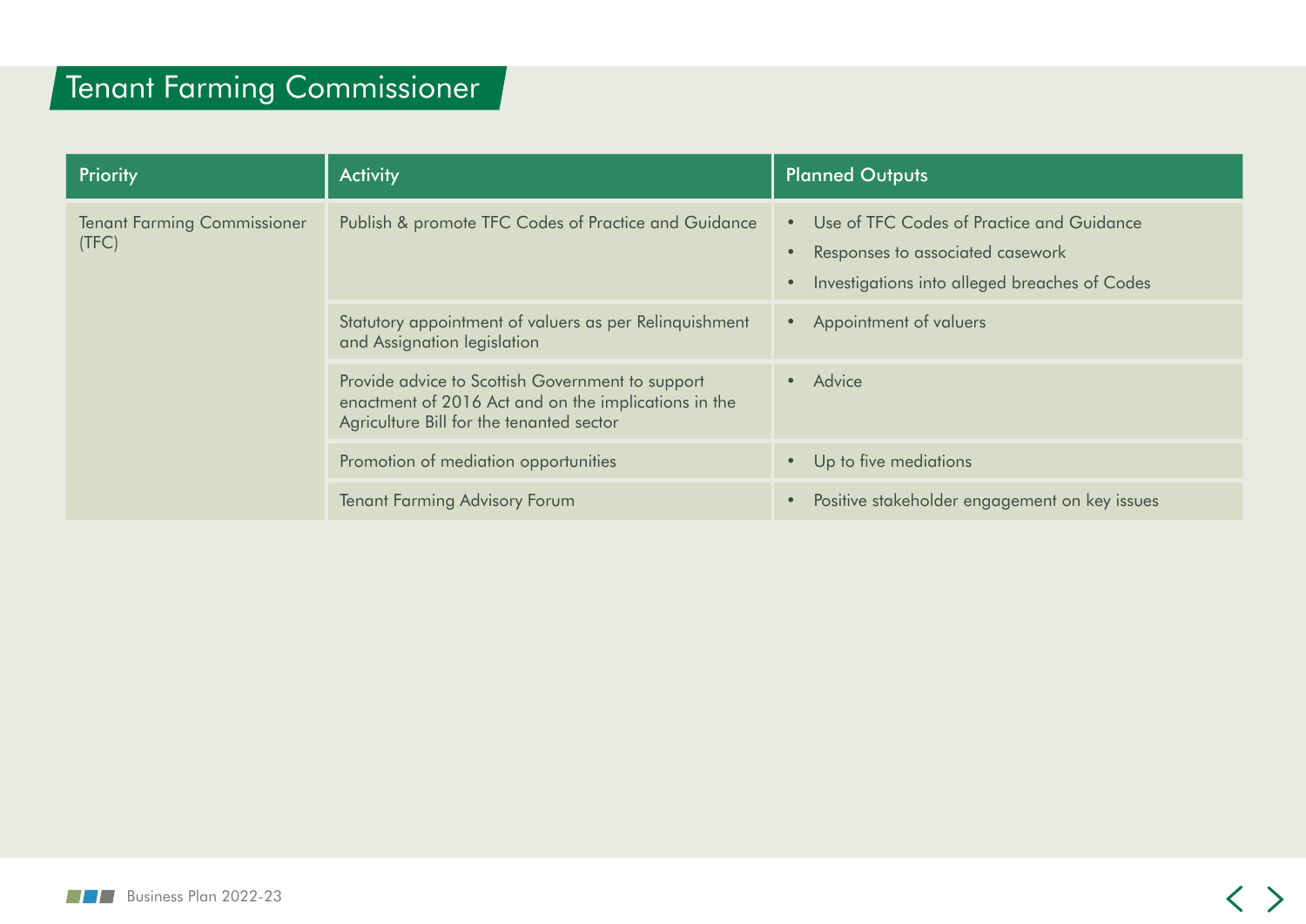# Tenant Farming Commissioner

| Priority | Activity | Planned Outputs |
| --- | --- | --- |
| Tenant Farming Commissioner (TFC) | Publish & promote TFC Codes of Practice and Guidance | • Use of TFC Codes of Practice and Guidance<br>• Responses to associated casework<br>• Investigations into alleged breaches of Codes |
| | Statutory appointment of valuers as per Relinquishment and Assignation legislation | • Appointment of valuers |
| | Provide advice to Scottish Government to support enactment of 2016 Act and on the implications in the Agriculture Bill for the tenanted sector | • Advice |
| | Promotion of mediation opportunities | • Up to five mediations |
| | Tenant Farming Advisory Forum | • Positive stakeholder engagement on key issues |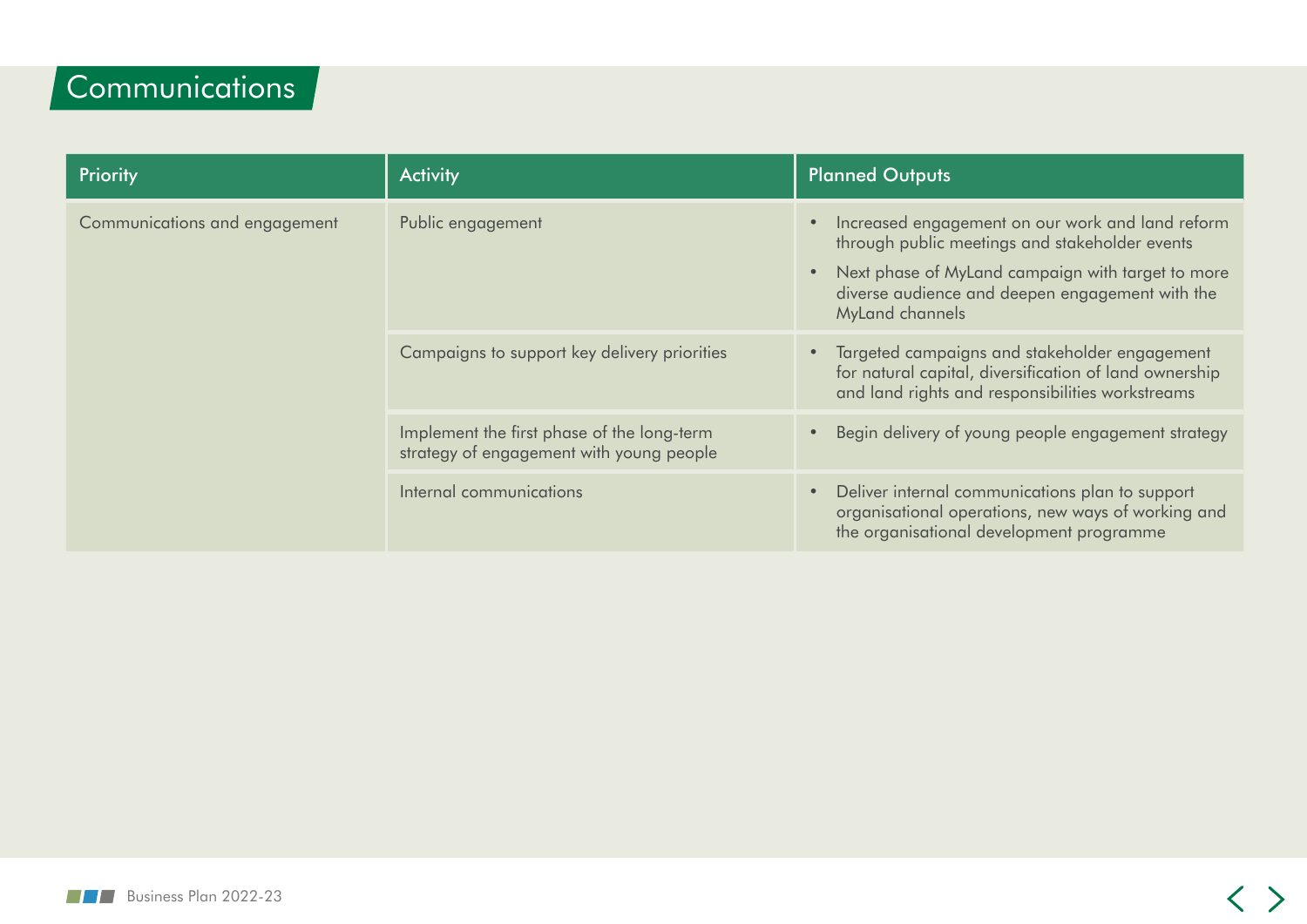# Communications

| Priority | Activity | Planned Outputs |
| --- | --- | --- |
| Communications and engagement | Public engagement | • Increased engagement on our work and land reform through public meetings and stakeholder events<br>• Next phase of MyLand campaign with target to more diverse audience and deepen engagement with the MyLand channels |
| | Campaigns to support key delivery priorities | • Targeted campaigns and stakeholder engagement for natural capital, diversification of land ownership and land rights and responsibilities workstreams |
| | Implement the first phase of the long-term strategy of engagement with young people | • Begin delivery of young people engagement strategy |
| | Internal communications | • Deliver internal communications plan to support organisational operations, new ways of working and the organisational development programme |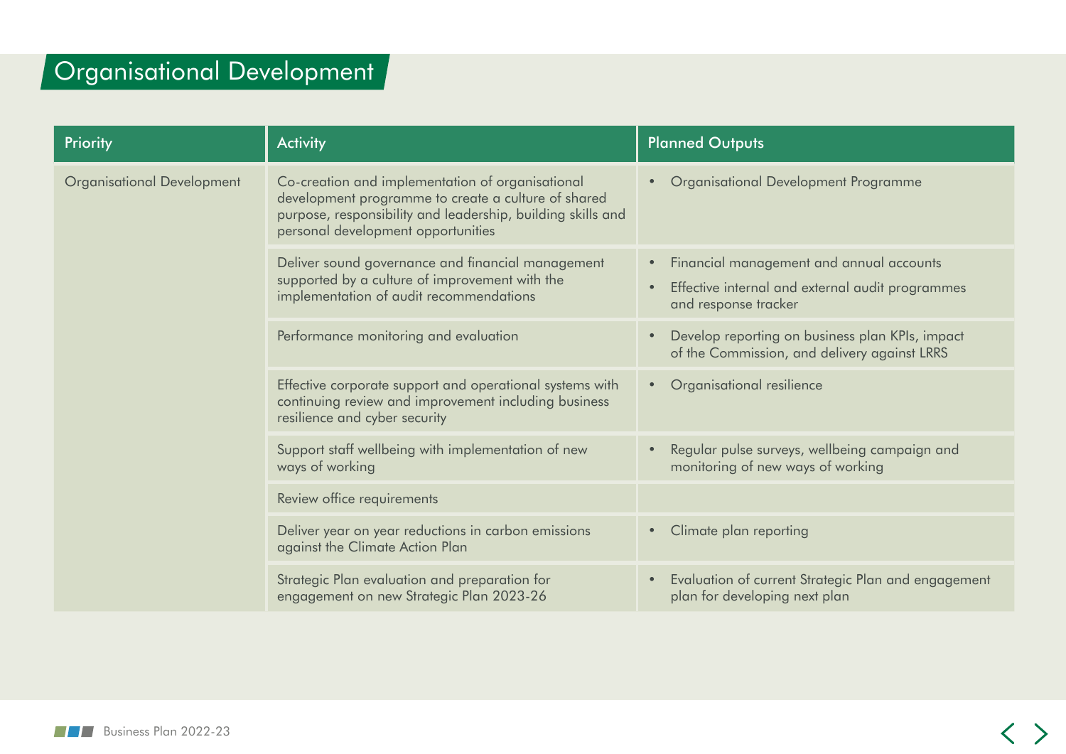# Organisational Development

| Priority | Activity | Planned Outputs |
| --- | --- | --- |
| Organisational Development | Co-creation and implementation of organisational development programme to create a culture of shared purpose, responsibility and leadership, building skills and personal development opportunities | • Organisational Development Programme |
| | Deliver sound governance and financial management supported by a culture of improvement with the implementation of audit recommendations | • Financial management and annual accounts<br>• Effective internal and external audit programmes and response tracker |
| | Performance monitoring and evaluation | • Develop reporting on business plan KPIs, impact of the Commission, and delivery against LRRS |
| | Effective corporate support and operational systems with continuing review and improvement including business resilience and cyber security | • Organisational resilience |
| | Support staff wellbeing with implementation of new ways of working | • Regular pulse surveys, wellbeing campaign and monitoring of new ways of working |
| | Review office requirements | |
| | Deliver year on year reductions in carbon emissions against the Climate Action Plan | • Climate plan reporting |
| | Strategic Plan evaluation and preparation for engagement on new Strategic Plan 2023-26 | • Evaluation of current Strategic Plan and engagement plan for developing next plan |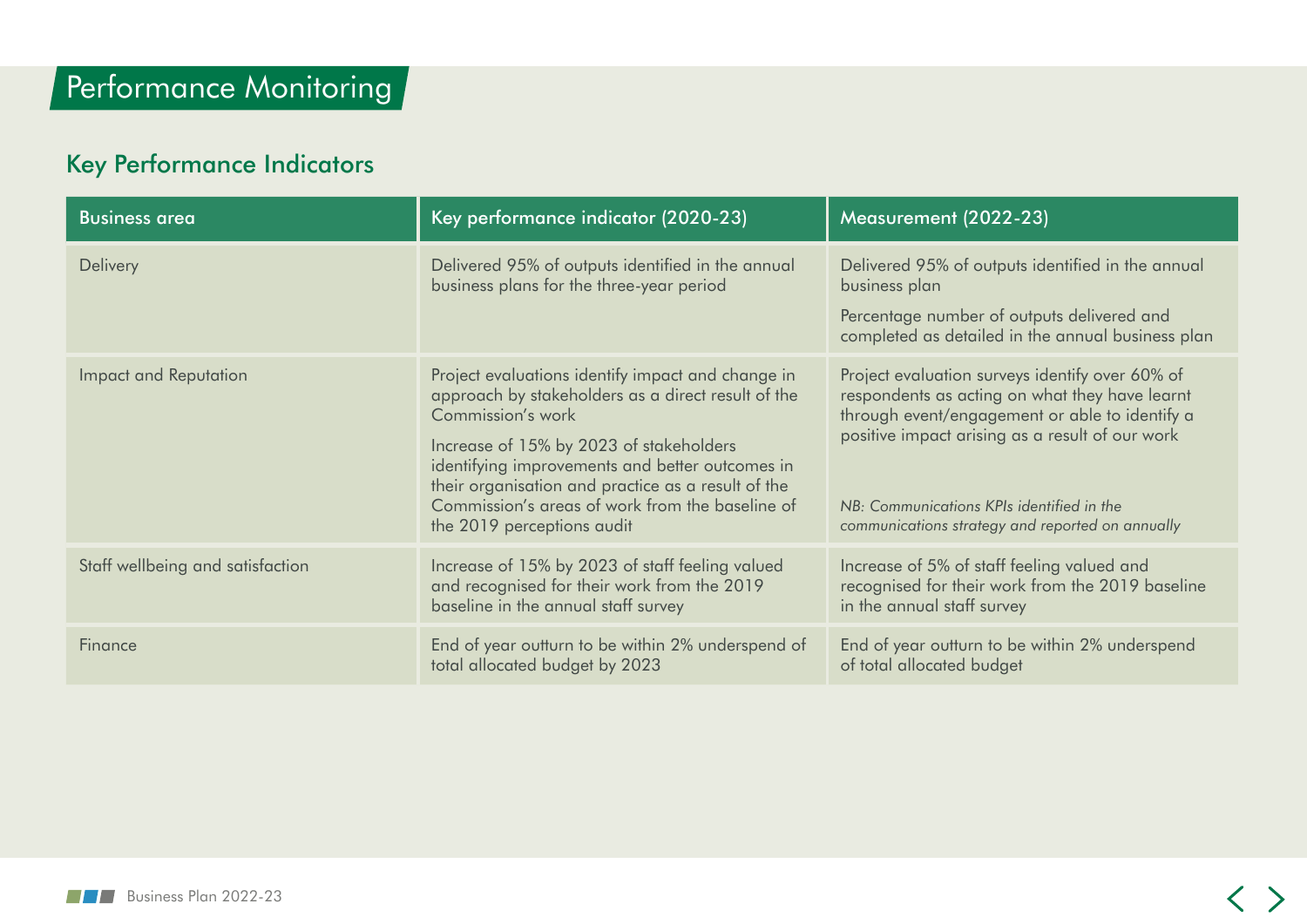# Performance Monitoring

## Key Performance Indicators

| Business area | Key performance indicator (2020-23) | Measurement (2022-23) |
|---|---|---|
| Delivery | Delivered 95% of outputs identified in the annual business plans for the three-year period | Delivered 95% of outputs identified in the annual business plan<br><br>Percentage number of outputs delivered and completed as detailed in the annual business plan |
| Impact and Reputation | Project evaluations identify impact and change in approach by stakeholders as a direct result of the Commission's work<br><br>Increase of 15% by 2023 of stakeholders identifying improvements and better outcomes in their organisation and practice as a result of the Commission's areas of work from the baseline of the 2019 perceptions audit | Project evaluation surveys identify over 60% of respondents as acting on what they have learnt through event/engagement or able to identify a positive impact arising as a result of our work<br><br>*NB: Communications KPIs identified in the communications strategy and reported on annually* |
| Staff wellbeing and satisfaction | Increase of 15% by 2023 of staff feeling valued and recognised for their work from the 2019 baseline in the annual staff survey | Increase of 5% of staff feeling valued and recognised for their work from the 2019 baseline in the annual staff survey |
| Finance | End of year outturn to be within 2% underspend of total allocated budget by 2023 | End of year outturn to be within 2% underspend of total allocated budget |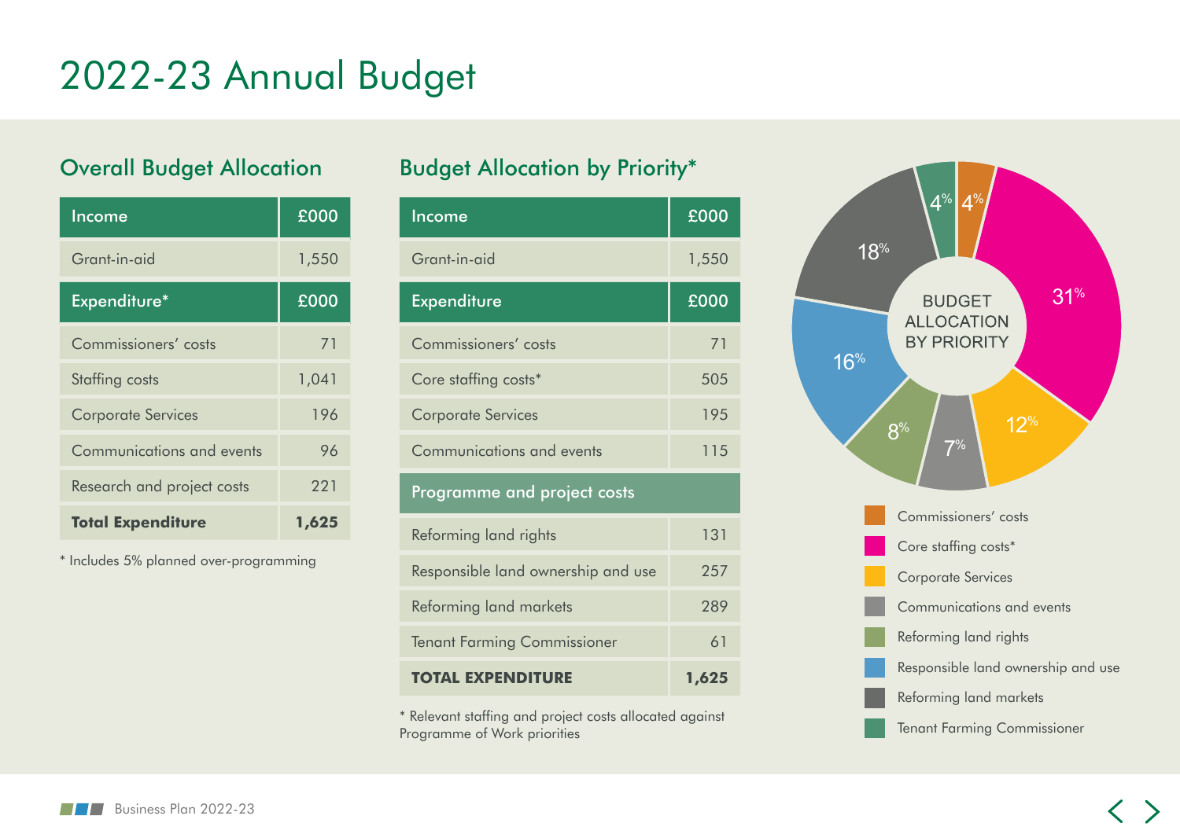# 2022-23 Annual Budget

## Overall Budget Allocation

| Income | £000 |
|---|---|
| Grant-in-aid | 1,550 |
| **Expenditure*** | **£000** |
| Commissioners' costs | 71 |
| Staffing costs | 1,041 |
| Corporate Services | 196 |
| Communications and events | 96 |
| Research and project costs | 221 |
| **Total Expenditure** | **1,625** |

* Includes 5% planned over-programming

## Budget Allocation by Priority*

| Income | £000 |
|---|---|
| Grant-in-aid | 1,550 |
| **Expenditure** | **£000** |
| Commissioners' costs | 71 |
| Core staffing costs* | 505 |
| Corporate Services | 195 |
| Communications and events | 115 |
| **Programme and project costs** | |
| Reforming land rights | 131 |
| Responsible land ownership and use | 257 |
| Reforming land markets | 289 |
| Tenant Farming Commissioner | 61 |
| **TOTAL EXPENDITURE** | **1,625** |

* Relevant staffing and project costs allocated against Programme of Work priorities

BUDGET ALLOCATION BY PRIORITY

| Category | % |
|---|---|
| Commissioners' costs | 4% |
| Core staffing costs* | 31% |
| Corporate Services | 12% |
| Communications and events | 7% |
| Reforming land rights | 8% |
| Responsible land ownership and use | 16% |
| Reforming land markets | 18% |
| Tenant Farming Commissioner | 4% |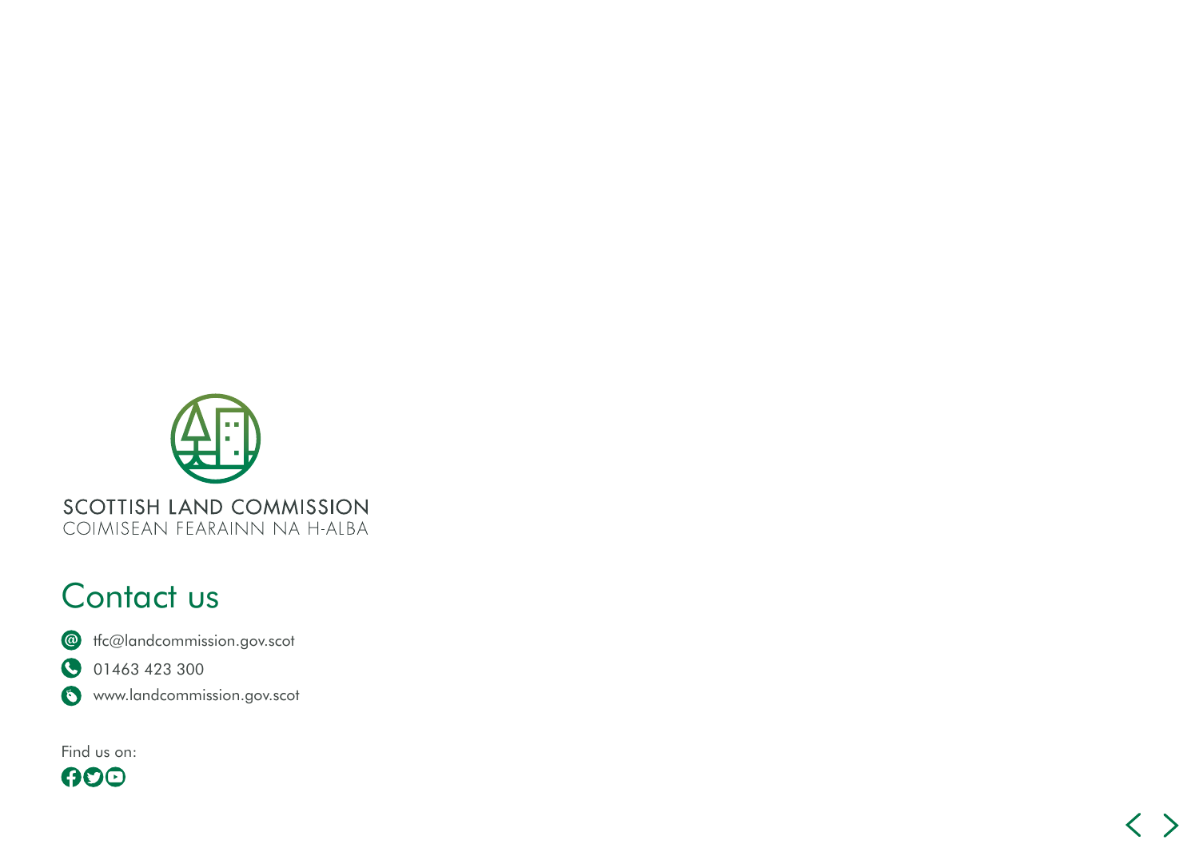SCOTTISH LAND COMMISSION
COIMISEAN FEARAINN NA H-ALBA

## Contact us

tfc@landcommission.gov.scot

01463 423 300

www.landcommission.gov.scot

Find us on: